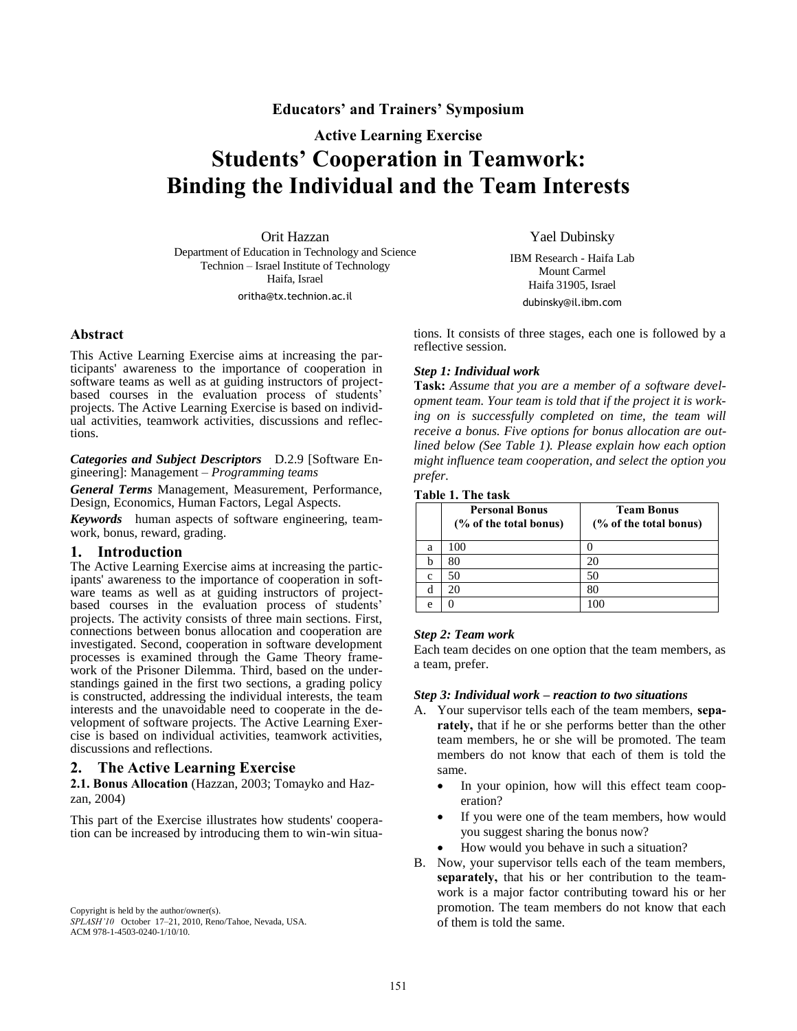Educators' and Trainers' Symposium

Active Learning Exercise

# Students' Cooperation in Teamwork: Binding the Individual and the Team Interests

Orit Hazzan
Department of Education in Technology and Science
Technion – Israel Institute of Technology
Haifa, Israel
oritha@tx.technion.ac.il

Yael Dubinsky
IBM Research - Haifa Lab
Mount Carmel
Haifa 31905, Israel
dubinsky@il.ibm.com

### Abstract

This Active Learning Exercise aims at increasing the participants' awareness to the importance of cooperation in software teams as well as at guiding instructors of project-based courses in the evaluation process of students' projects. The Active Learning Exercise is based on individual activities, teamwork activities, discussions and reflections.

***Categories and Subject Descriptors*** D.2.9 [Software Engineering]: Management – *Programming teams*

***General Terms*** Management, Measurement, Performance, Design, Economics, Human Factors, Legal Aspects.

***Keywords*** human aspects of software engineering, teamwork, bonus, reward, grading.

## 1. Introduction

The Active Learning Exercise aims at increasing the participants' awareness to the importance of cooperation in software teams as well as at guiding instructors of project-based courses in the evaluation process of students' projects. The activity consists of three main sections. First, connections between bonus allocation and cooperation are investigated. Second, cooperation in software development processes is examined through the Game Theory framework of the Prisoner Dilemma. Third, based on the understandings gained in the first two sections, a grading policy is constructed, addressing the individual interests, the team interests and the unavoidable need to cooperate in the development of software projects. The Active Learning Exercise is based on individual activities, teamwork activities, discussions and reflections.

## 2. The Active Learning Exercise

**2.1. Bonus Allocation** (Hazzan, 2003; Tomayko and Hazzan, 2004)

This part of the Exercise illustrates how students' cooperation can be increased by introducing them to win-win situations. It consists of three stages, each one is followed by a reflective session.

***Step 1: Individual work***

**Task:** *Assume that you are a member of a software development team. Your team is told that if the project it is working on is successfully completed on time, the team will receive a bonus. Five options for bonus allocation are outlined below (See Table 1). Please explain how each option might influence team cooperation, and select the option you prefer.*

**Table 1. The task**

| | Personal Bonus (% of the total bonus) | Team Bonus (% of the total bonus) |
|---|---|---|
| a | 100 | 0 |
| b | 80 | 20 |
| c | 50 | 50 |
| d | 20 | 80 |
| e | 0 | 100 |

***Step 2: Team work***

Each team decides on one option that the team members, as a team, prefer.

***Step 3: Individual work – reaction to two situations***

A. Your supervisor tells each of the team members, **separately,** that if he or she performs better than the other team members, he or she will be promoted. The team members do not know that each of them is told the same.
   - In your opinion, how will this effect team cooperation?
   - If you were one of the team members, how would you suggest sharing the bonus now?
   - How would you behave in such a situation?

B. Now, your supervisor tells each of the team members, **separately,** that his or her contribution to the teamwork is a major factor contributing toward his or her promotion. The team members do not know that each of them is told the same.

Copyright is held by the author/owner(s).
*SPLASH'10* October 17–21, 2010, Reno/Tahoe, Nevada, USA.
ACM 978-1-4503-0240-1/10/10.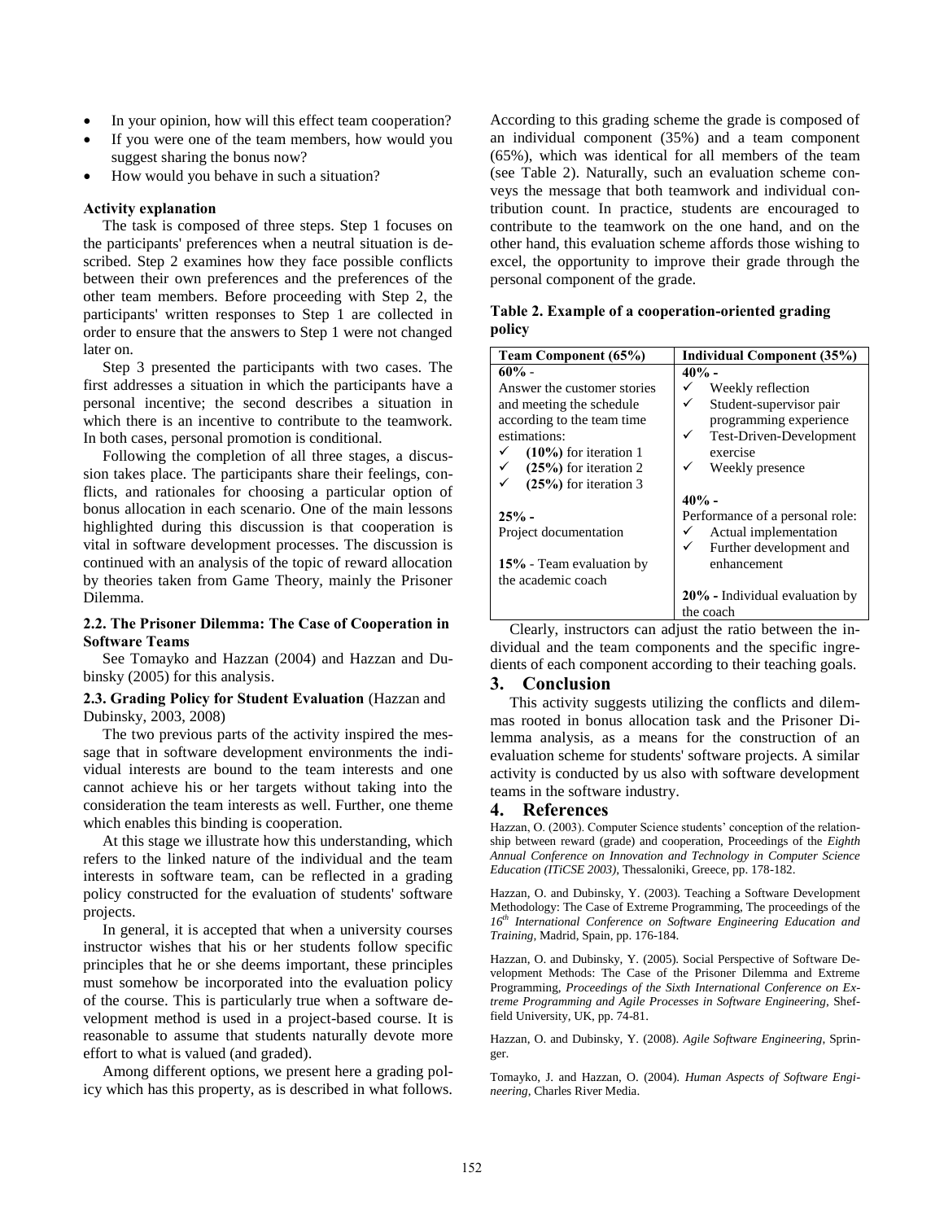- In your opinion, how will this effect team cooperation?
- If you were one of the team members, how would you suggest sharing the bonus now?
- How would you behave in such a situation?

**Activity explanation**

The task is composed of three steps. Step 1 focuses on the participants' preferences when a neutral situation is described. Step 2 examines how they face possible conflicts between their own preferences and the preferences of the other team members. Before proceeding with Step 2, the participants' written responses to Step 1 are collected in order to ensure that the answers to Step 1 were not changed later on.

Step 3 presented the participants with two cases. The first addresses a situation in which the participants have a personal incentive; the second describes a situation in which there is an incentive to contribute to the teamwork. In both cases, personal promotion is conditional.

Following the completion of all three stages, a discussion takes place. The participants share their feelings, conflicts, and rationales for choosing a particular option of bonus allocation in each scenario. One of the main lessons highlighted during this discussion is that cooperation is vital in software development processes. The discussion is continued with an analysis of the topic of reward allocation by theories taken from Game Theory, mainly the Prisoner Dilemma.

### 2.2. The Prisoner Dilemma: The Case of Cooperation in Software Teams

See Tomayko and Hazzan (2004) and Hazzan and Dubinsky (2005) for this analysis.

### 2.3. Grading Policy for Student Evaluation (Hazzan and Dubinsky, 2003, 2008)

The two previous parts of the activity inspired the message that in software development environments the individual interests are bound to the team interests and one cannot achieve his or her targets without taking into the consideration the team interests as well. Further, one theme which enables this binding is cooperation.

At this stage we illustrate how this understanding, which refers to the linked nature of the individual and the team interests in software team, can be reflected in a grading policy constructed for the evaluation of students' software projects.

In general, it is accepted that when a university courses instructor wishes that his or her students follow specific principles that he or she deems important, these principles must somehow be incorporated into the evaluation policy of the course. This is particularly true when a software development method is used in a project-based course. It is reasonable to assume that students naturally devote more effort to what is valued (and graded).

Among different options, we present here a grading policy which has this property, as is described in what follows.

According to this grading scheme the grade is composed of an individual component (35%) and a team component (65%), which was identical for all members of the team (see Table 2). Naturally, such an evaluation scheme conveys the message that both teamwork and individual contribution count. In practice, students are encouraged to contribute to the teamwork on the one hand, and on the other hand, this evaluation scheme affords those wishing to excel, the opportunity to improve their grade through the personal component of the grade.

**Table 2. Example of a cooperation-oriented grading policy**

| Team Component (65%) | Individual Component (35%) |
|---|---|
| **60%** - Answer the customer stories and meeting the schedule according to the team time estimations: ✓ **(10%)** for iteration 1 ✓ **(25%)** for iteration 2 ✓ **(25%)** for iteration 3 | **40%** - ✓ Weekly reflection ✓ Student-supervisor pair programming experience ✓ Test-Driven-Development exercise ✓ Weekly presence |
| **25%** - Project documentation | **40%** - Performance of a personal role: ✓ Actual implementation ✓ Further development and enhancement |
| **15%** - Team evaluation by the academic coach | **20%** - Individual evaluation by the coach |

Clearly, instructors can adjust the ratio between the individual and the team components and the specific ingredients of each component according to their teaching goals.

## 3. Conclusion

This activity suggests utilizing the conflicts and dilemmas rooted in bonus allocation task and the Prisoner Dilemma analysis, as a means for the construction of an evaluation scheme for students' software projects. A similar activity is conducted by us also with software development teams in the software industry.

## 4. References

Hazzan, O. (2003). Computer Science students' conception of the relationship between reward (grade) and cooperation, Proceedings of the *Eighth Annual Conference on Innovation and Technology in Computer Science Education (ITiCSE 2003)*, Thessaloniki, Greece, pp. 178-182.

Hazzan, O. and Dubinsky, Y. (2003). Teaching a Software Development Methodology: The Case of Extreme Programming, The proceedings of the *16th International Conference on Software Engineering Education and Training*, Madrid, Spain, pp. 176-184.

Hazzan, O. and Dubinsky, Y. (2005). Social Perspective of Software Development Methods: The Case of the Prisoner Dilemma and Extreme Programming, *Proceedings of the Sixth International Conference on Extreme Programming and Agile Processes in Software Engineering*, Sheffield University, UK, pp. 74-81.

Hazzan, O. and Dubinsky, Y. (2008). *Agile Software Engineering*, Springer.

Tomayko, J. and Hazzan, O. (2004). *Human Aspects of Software Engineering*, Charles River Media.